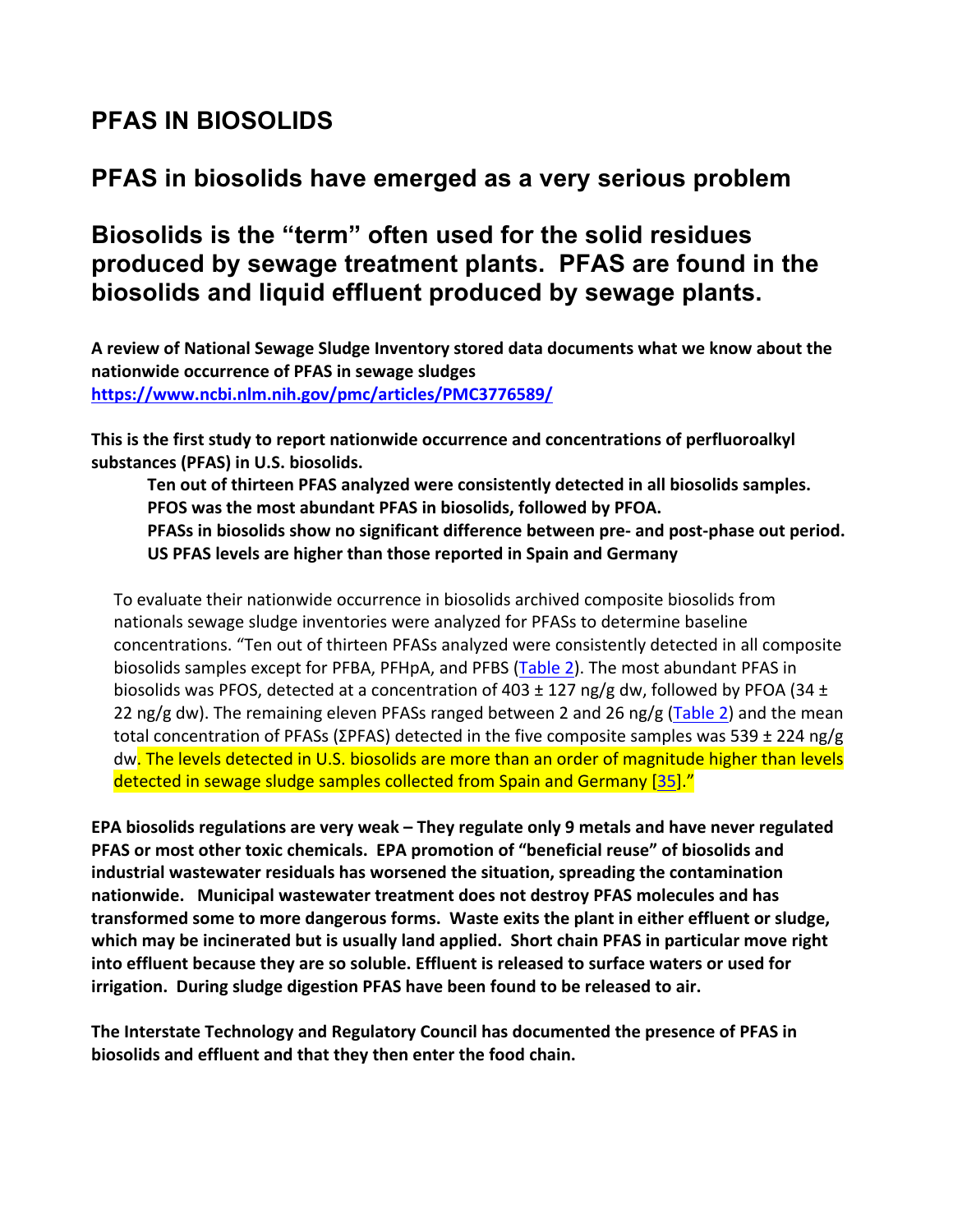# PFAS IN BIOSOLIDS

## PFAS in biosolids have emerged as a very serious problem

## Biosolids is the "term" often used for the solid residues produced by sewage treatment plants. PFAS are found in the biosolids and liquid effluent produced by sewage plants.

**A review of National Sewage Sludge Inventory stored data documents what we know about the nationwide occurrence of PFAS in sewage sludges**
**https://www.ncbi.nlm.nih.gov/pmc/articles/PMC3776589/**

**This is the first study to report nationwide occurrence and concentrations of perfluoroalkyl substances (PFAS) in U.S. biosolids.**

> **Ten out of thirteen PFAS analyzed were consistently detected in all biosolids samples.**
> **PFOS was the most abundant PFAS in biosolids, followed by PFOA.**
> **PFASs in biosolids show no significant difference between pre- and post-phase out period.**
> **US PFAS levels are higher than those reported in Spain and Germany**

To evaluate their nationwide occurrence in biosolids archived composite biosolids from nationals sewage sludge inventories were analyzed for PFASs to determine baseline concentrations. "Ten out of thirteen PFASs analyzed were consistently detected in all composite biosolids samples except for PFBA, PFHpA, and PFBS (Table 2). The most abundant PFAS in biosolids was PFOS, detected at a concentration of 403 ± 127 ng/g dw, followed by PFOA (34 ± 22 ng/g dw). The remaining eleven PFASs ranged between 2 and 26 ng/g (Table 2) and the mean total concentration of PFASs (ΣPFAS) detected in the five composite samples was 539 ± 224 ng/g dw. The levels detected in U.S. biosolids are more than an order of magnitude higher than levels detected in sewage sludge samples collected from Spain and Germany [35]."

**EPA biosolids regulations are very weak – They regulate only 9 metals and have never regulated PFAS or most other toxic chemicals. EPA promotion of "beneficial reuse" of biosolids and industrial wastewater residuals has worsened the situation, spreading the contamination nationwide. Municipal wastewater treatment does not destroy PFAS molecules and has transformed some to more dangerous forms. Waste exits the plant in either effluent or sludge, which may be incinerated but is usually land applied. Short chain PFAS in particular move right into effluent because they are so soluble. Effluent is released to surface waters or used for irrigation. During sludge digestion PFAS have been found to be released to air.**

**The Interstate Technology and Regulatory Council has documented the presence of PFAS in biosolids and effluent and that they then enter the food chain.**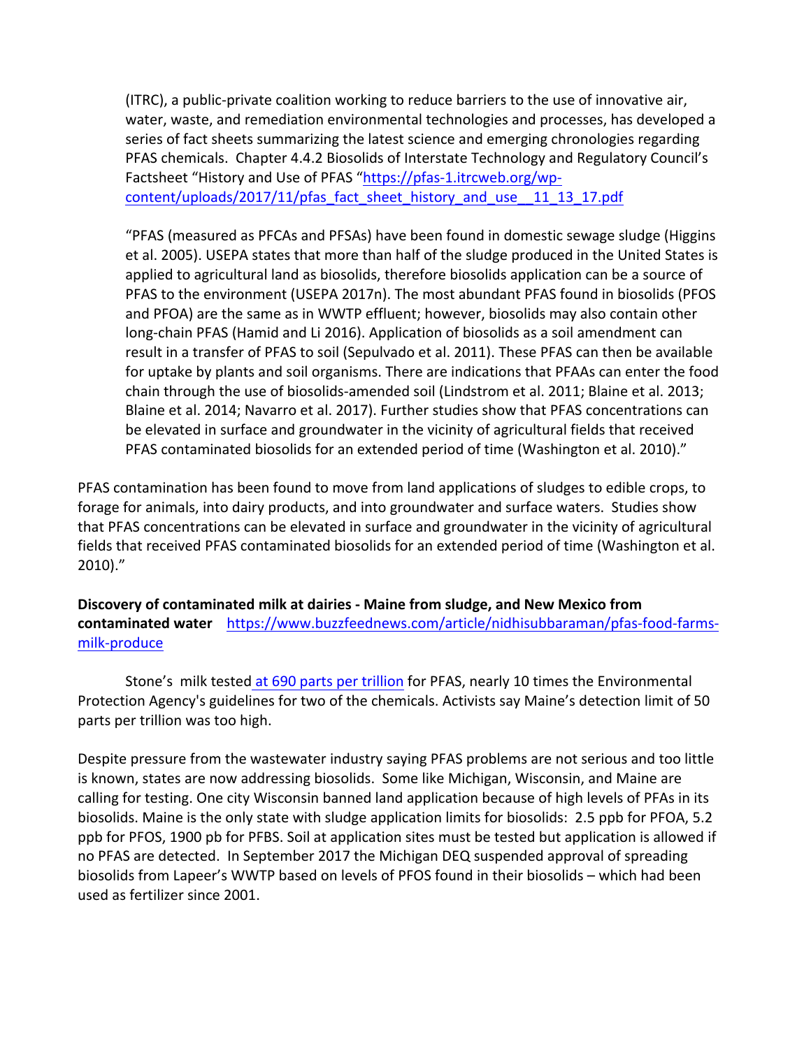(ITRC), a public-private coalition working to reduce barriers to the use of innovative air, water, waste, and remediation environmental technologies and processes, has developed a series of fact sheets summarizing the latest science and emerging chronologies regarding PFAS chemicals. Chapter 4.4.2 Biosolids of Interstate Technology and Regulatory Council's Factsheet "History and Use of PFAS "https://pfas-1.itrcweb.org/wp-content/uploads/2017/11/pfas_fact_sheet_history_and_use__11_13_17.pdf

> "PFAS (measured as PFCAs and PFSAs) have been found in domestic sewage sludge (Higgins et al. 2005). USEPA states that more than half of the sludge produced in the United States is applied to agricultural land as biosolids, therefore biosolids application can be a source of PFAS to the environment (USEPA 2017n). The most abundant PFAS found in biosolids (PFOS and PFOA) are the same as in WWTP effluent; however, biosolids may also contain other long-chain PFAS (Hamid and Li 2016). Application of biosolids as a soil amendment can result in a transfer of PFAS to soil (Sepulvado et al. 2011). These PFAS can then be available for uptake by plants and soil organisms. There are indications that PFAAs can enter the food chain through the use of biosolids-amended soil (Lindstrom et al. 2011; Blaine et al. 2013; Blaine et al. 2014; Navarro et al. 2017). Further studies show that PFAS concentrations can be elevated in surface and groundwater in the vicinity of agricultural fields that received PFAS contaminated biosolids for an extended period of time (Washington et al. 2010)."

PFAS contamination has been found to move from land applications of sludges to edible crops, to forage for animals, into dairy products, and into groundwater and surface waters. Studies show that PFAS concentrations can be elevated in surface and groundwater in the vicinity of agricultural fields that received PFAS contaminated biosolids for an extended period of time (Washington et al. 2010)."

**Discovery of contaminated milk at dairies - Maine from sludge, and New Mexico from contaminated water** https://www.buzzfeednews.com/article/nidhisubbaraman/pfas-food-farms-milk-produce

Stone's milk tested at 690 parts per trillion for PFAS, nearly 10 times the Environmental Protection Agency's guidelines for two of the chemicals. Activists say Maine's detection limit of 50 parts per trillion was too high.

Despite pressure from the wastewater industry saying PFAS problems are not serious and too little is known, states are now addressing biosolids. Some like Michigan, Wisconsin, and Maine are calling for testing. One city Wisconsin banned land application because of high levels of PFAs in its biosolids. Maine is the only state with sludge application limits for biosolids: 2.5 ppb for PFOA, 5.2 ppb for PFOS, 1900 pb for PFBS. Soil at application sites must be tested but application is allowed if no PFAS are detected. In September 2017 the Michigan DEQ suspended approval of spreading biosolids from Lapeer's WWTP based on levels of PFOS found in their biosolids – which had been used as fertilizer since 2001.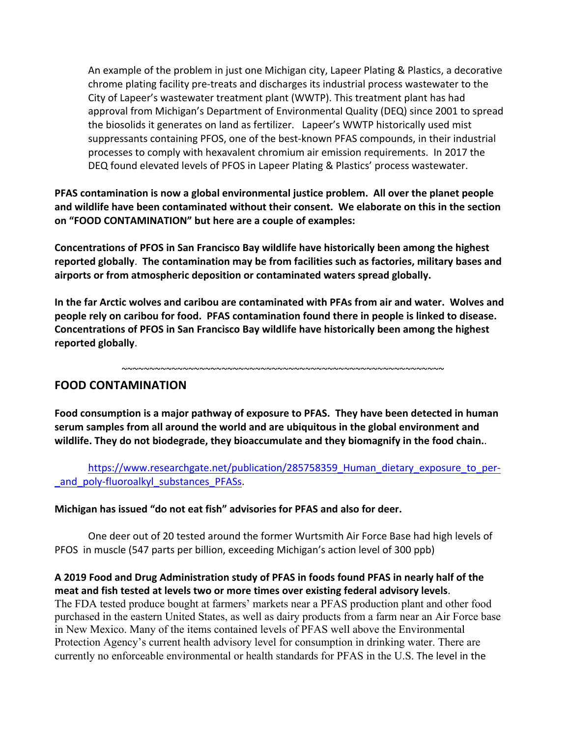An example of the problem in just one Michigan city, Lapeer Plating & Plastics, a decorative chrome plating facility pre-treats and discharges its industrial process wastewater to the City of Lapeer's wastewater treatment plant (WWTP). This treatment plant has had approval from Michigan's Department of Environmental Quality (DEQ) since 2001 to spread the biosolids it generates on land as fertilizer. Lapeer's WWTP historically used mist suppressants containing PFOS, one of the best-known PFAS compounds, in their industrial processes to comply with hexavalent chromium air emission requirements. In 2017 the DEQ found elevated levels of PFOS in Lapeer Plating & Plastics' process wastewater.

**PFAS contamination is now a global environmental justice problem. All over the planet people and wildlife have been contaminated without their consent. We elaborate on this in the section on "FOOD CONTAMINATION" but here are a couple of examples:**

**Concentrations of PFOS in San Francisco Bay wildlife have historically been among the highest reported globally. The contamination may be from facilities such as factories, military bases and airports or from atmospheric deposition or contaminated waters spread globally.**

**In the far Arctic wolves and caribou are contaminated with PFAs from air and water. Wolves and people rely on caribou for food. PFAS contamination found there in people is linked to disease. Concentrations of PFOS in San Francisco Bay wildlife have historically been among the highest reported globally.**

~~~~~~~~~~~~~~~~~~~~~~~~~~~~~~~~~~~~~~~~~~~~~~~~~~~~~~~~~~~~

## FOOD CONTAMINATION

**Food consumption is a major pathway of exposure to PFAS. They have been detected in human serum samples from all around the world and are ubiquitous in the global environment and wildlife. They do not biodegrade, they bioaccumulate and they biomagnify in the food chain.**.

https://www.researchgate.net/publication/285758359_Human_dietary_exposure_to_per-_and_poly-fluoroalkyl_substances_PFASs.

**Michigan has issued "do not eat fish" advisories for PFAS and also for deer.**

One deer out of 20 tested around the former Wurtsmith Air Force Base had high levels of PFOS in muscle (547 parts per billion, exceeding Michigan's action level of 300 ppb)

**A 2019 Food and Drug Administration study of PFAS in foods found PFAS in nearly half of the meat and fish tested at levels two or more times over existing federal advisory levels.**
The FDA tested produce bought at farmers' markets near a PFAS production plant and other food purchased in the eastern United States, as well as dairy products from a farm near an Air Force base in New Mexico. Many of the items contained levels of PFAS well above the Environmental Protection Agency's current health advisory level for consumption in drinking water. There are currently no enforceable environmental or health standards for PFAS in the U.S. The level in the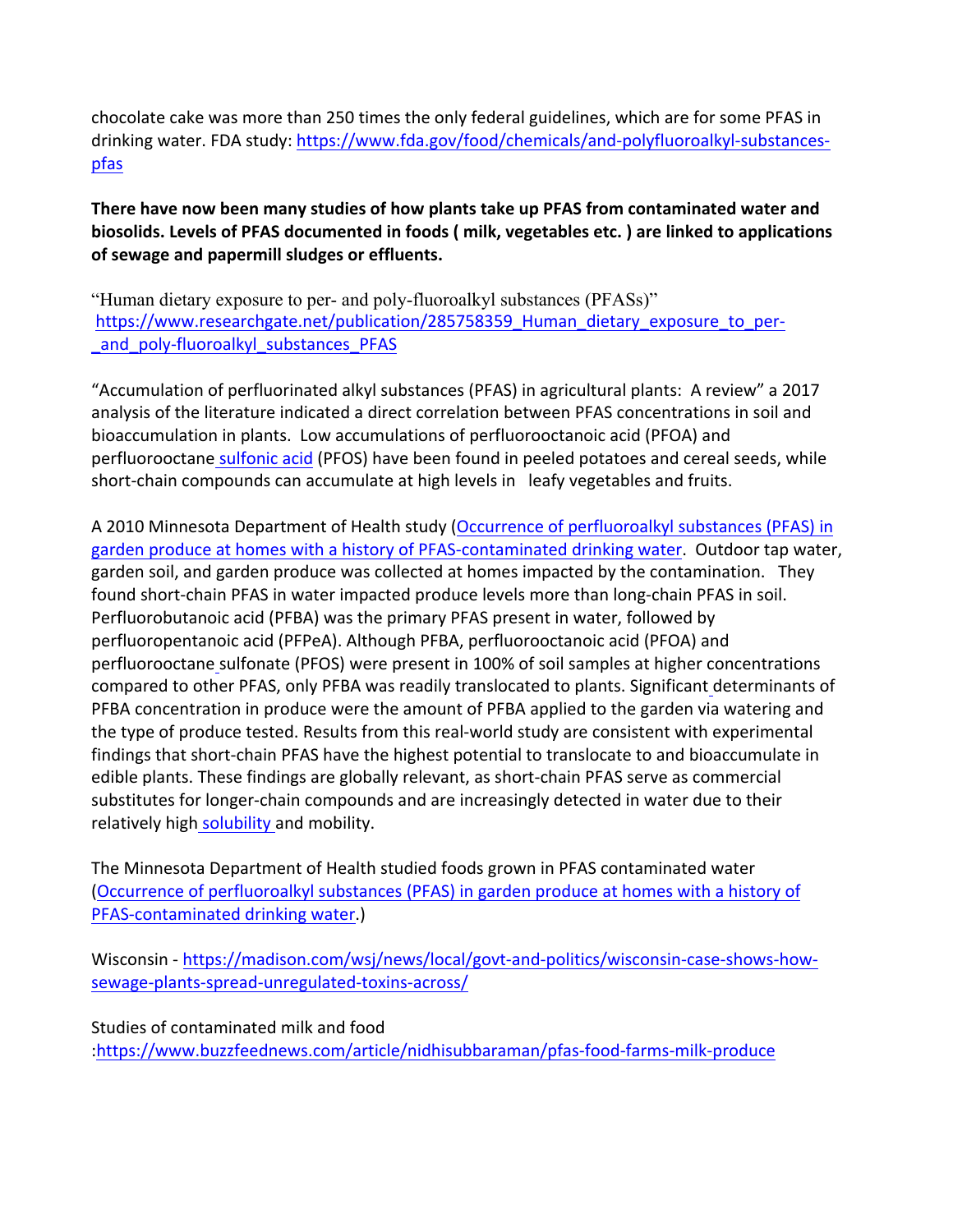chocolate cake was more than 250 times the only federal guidelines, which are for some PFAS in drinking water. FDA study: https://www.fda.gov/food/chemicals/and-polyfluoroalkyl-substances-pfas

**There have now been many studies of how plants take up PFAS from contaminated water and biosolids. Levels of PFAS documented in foods ( milk, vegetables etc. ) are linked to applications of sewage and papermill sludges or effluents.**

"Human dietary exposure to per- and poly-fluoroalkyl substances (PFASs)"
https://www.researchgate.net/publication/285758359_Human_dietary_exposure_to_per-_and_poly-fluoroalkyl_substances_PFAS

"Accumulation of perfluorinated alkyl substances (PFAS) in agricultural plants: A review" a 2017 analysis of the literature indicated a direct correlation between PFAS concentrations in soil and bioaccumulation in plants. Low accumulations of perfluorooctanoic acid (PFOA) and perfluorooctane sulfonic acid (PFOS) have been found in peeled potatoes and cereal seeds, while short-chain compounds can accumulate at high levels in leafy vegetables and fruits.

A 2010 Minnesota Department of Health study (Occurrence of perfluoroalkyl substances (PFAS) in garden produce at homes with a history of PFAS-contaminated drinking water. Outdoor tap water, garden soil, and garden produce was collected at homes impacted by the contamination. They found short-chain PFAS in water impacted produce levels more than long-chain PFAS in soil. Perfluorobutanoic acid (PFBA) was the primary PFAS present in water, followed by perfluoropentanoic acid (PFPeA). Although PFBA, perfluorooctanoic acid (PFOA) and perfluorooctane sulfonate (PFOS) were present in 100% of soil samples at higher concentrations compared to other PFAS, only PFBA was readily translocated to plants. Significant determinants of PFBA concentration in produce were the amount of PFBA applied to the garden via watering and the type of produce tested. Results from this real-world study are consistent with experimental findings that short-chain PFAS have the highest potential to translocate to and bioaccumulate in edible plants. These findings are globally relevant, as short-chain PFAS serve as commercial substitutes for longer-chain compounds and are increasingly detected in water due to their relatively high solubility and mobility.

The Minnesota Department of Health studied foods grown in PFAS contaminated water (Occurrence of perfluoroalkyl substances (PFAS) in garden produce at homes with a history of PFAS-contaminated drinking water.)

Wisconsin - https://madison.com/wsj/news/local/govt-and-politics/wisconsin-case-shows-how-sewage-plants-spread-unregulated-toxins-across/

Studies of contaminated milk and food
:https://www.buzzfeednews.com/article/nidhisubbaraman/pfas-food-farms-milk-produce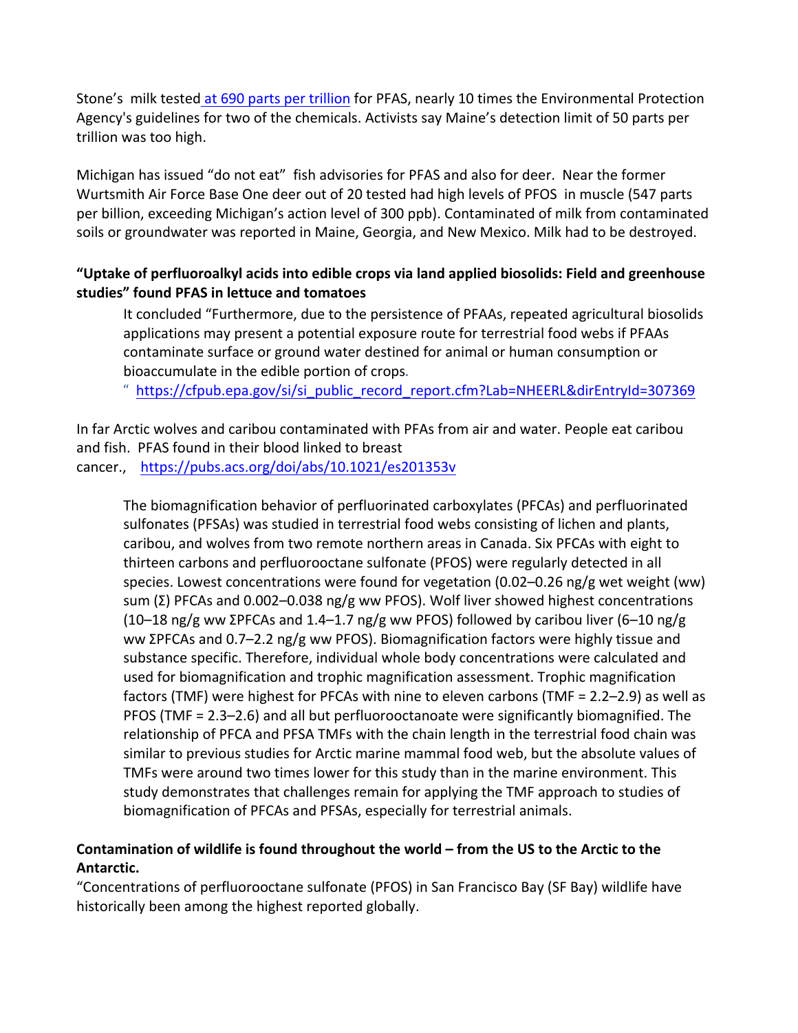Stone's milk tested [at 690 parts per trillion](#) for PFAS, nearly 10 times the Environmental Protection Agency's guidelines for two of the chemicals. Activists say Maine's detection limit of 50 parts per trillion was too high.

Michigan has issued "do not eat" fish advisories for PFAS and also for deer. Near the former Wurtsmith Air Force Base One deer out of 20 tested had high levels of PFOS in muscle (547 parts per billion, exceeding Michigan's action level of 300 ppb). Contaminated of milk from contaminated soils or groundwater was reported in Maine, Georgia, and New Mexico. Milk had to be destroyed.

**"Uptake of perfluoroalkyl acids into edible crops via land applied biosolids: Field and greenhouse studies" found PFAS in lettuce and tomatoes**

> It concluded "Furthermore, due to the persistence of PFAAs, repeated agricultural biosolids applications may present a potential exposure route for terrestrial food webs if PFAAs contaminate surface or ground water destined for animal or human consumption or bioaccumulate in the edible portion of crops.
>
> " https://cfpub.epa.gov/si/si_public_record_report.cfm?Lab=NHEERL&dirEntryId=307369

In far Arctic wolves and caribou contaminated with PFAs from air and water. People eat caribou and fish. PFAS found in their blood linked to breast cancer., https://pubs.acs.org/doi/abs/10.1021/es201353v

> The biomagnification behavior of perfluorinated carboxylates (PFCAs) and perfluorinated sulfonates (PFSAs) was studied in terrestrial food webs consisting of lichen and plants, caribou, and wolves from two remote northern areas in Canada. Six PFCAs with eight to thirteen carbons and perfluorooctane sulfonate (PFOS) were regularly detected in all species. Lowest concentrations were found for vegetation (0.02–0.26 ng/g wet weight (ww) sum (Σ) PFCAs and 0.002–0.038 ng/g ww PFOS). Wolf liver showed highest concentrations (10–18 ng/g ww ΣPFCAs and 1.4–1.7 ng/g ww PFOS) followed by caribou liver (6–10 ng/g ww ΣPFCAs and 0.7–2.2 ng/g ww PFOS). Biomagnification factors were highly tissue and substance specific. Therefore, individual whole body concentrations were calculated and used for biomagnification and trophic magnification assessment. Trophic magnification factors (TMF) were highest for PFCAs with nine to eleven carbons (TMF = 2.2–2.9) as well as PFOS (TMF = 2.3–2.6) and all but perfluorooctanoate were significantly biomagnified. The relationship of PFCA and PFSA TMFs with the chain length in the terrestrial food chain was similar to previous studies for Arctic marine mammal food web, but the absolute values of TMFs were around two times lower for this study than in the marine environment. This study demonstrates that challenges remain for applying the TMF approach to studies of biomagnification of PFCAs and PFSAs, especially for terrestrial animals.

**Contamination of wildlife is found throughout the world – from the US to the Arctic to the Antarctic.**

"Concentrations of perfluorooctane sulfonate (PFOS) in San Francisco Bay (SF Bay) wildlife have historically been among the highest reported globally.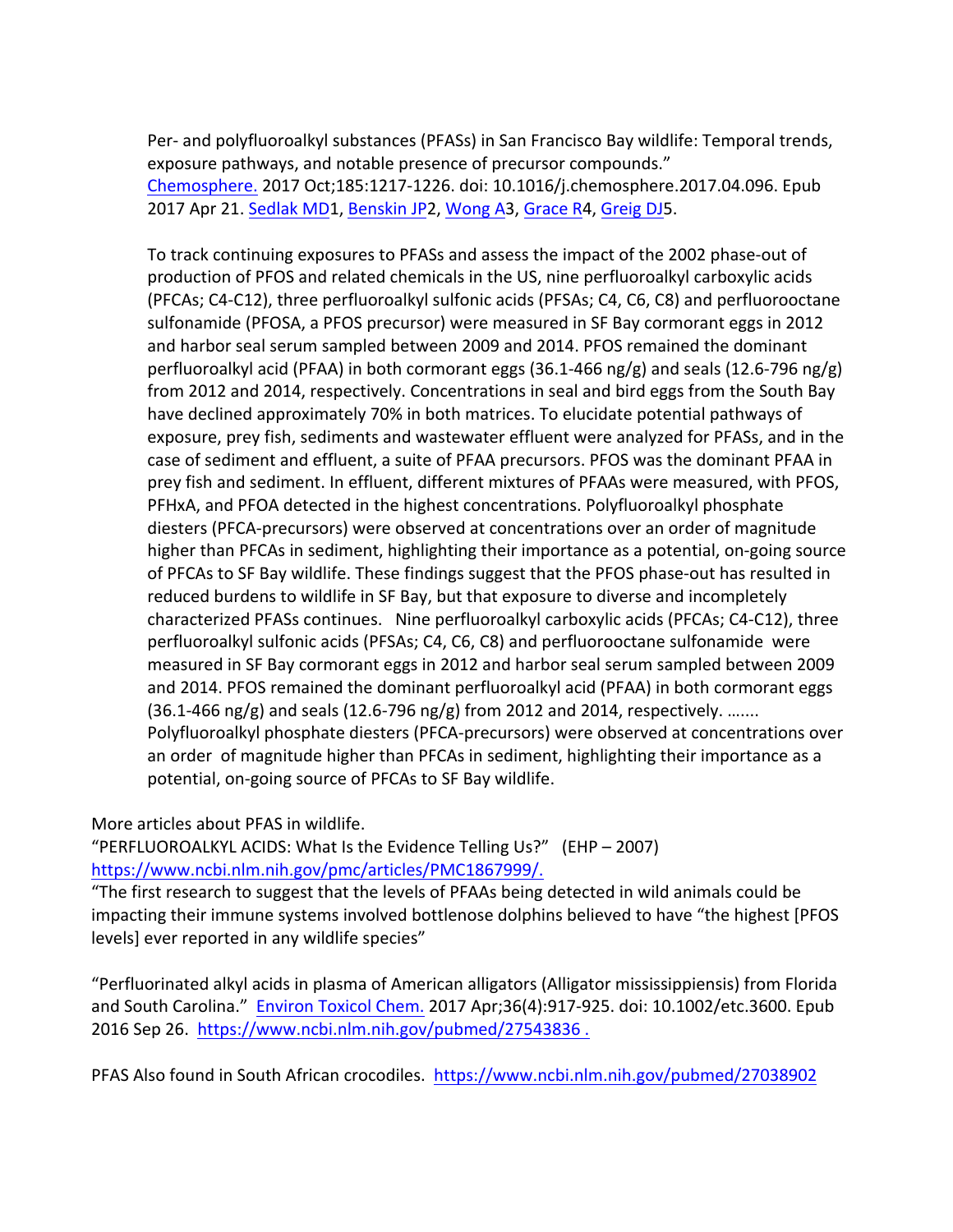Per- and polyfluoroalkyl substances (PFASs) in San Francisco Bay wildlife: Temporal trends, exposure pathways, and notable presence of precursor compounds." Chemosphere. 2017 Oct;185:1217-1226. doi: 10.1016/j.chemosphere.2017.04.096. Epub 2017 Apr 21. Sedlak MD1, Benskin JP2, Wong A3, Grace R4, Greig DJ5.

To track continuing exposures to PFASs and assess the impact of the 2002 phase-out of production of PFOS and related chemicals in the US, nine perfluoroalkyl carboxylic acids (PFCAs; C4-C12), three perfluoroalkyl sulfonic acids (PFSAs; C4, C6, C8) and perfluorooctane sulfonamide (PFOSA, a PFOS precursor) were measured in SF Bay cormorant eggs in 2012 and harbor seal serum sampled between 2009 and 2014. PFOS remained the dominant perfluoroalkyl acid (PFAA) in both cormorant eggs (36.1-466 ng/g) and seals (12.6-796 ng/g) from 2012 and 2014, respectively. Concentrations in seal and bird eggs from the South Bay have declined approximately 70% in both matrices. To elucidate potential pathways of exposure, prey fish, sediments and wastewater effluent were analyzed for PFASs, and in the case of sediment and effluent, a suite of PFAA precursors. PFOS was the dominant PFAA in prey fish and sediment. In effluent, different mixtures of PFAAs were measured, with PFOS, PFHxA, and PFOA detected in the highest concentrations. Polyfluoroalkyl phosphate diesters (PFCA-precursors) were observed at concentrations over an order of magnitude higher than PFCAs in sediment, highlighting their importance as a potential, on-going source of PFCAs to SF Bay wildlife. These findings suggest that the PFOS phase-out has resulted in reduced burdens to wildlife in SF Bay, but that exposure to diverse and incompletely characterized PFASs continues. Nine perfluoroalkyl carboxylic acids (PFCAs; C4-C12), three perfluoroalkyl sulfonic acids (PFSAs; C4, C6, C8) and perfluorooctane sulfonamide were measured in SF Bay cormorant eggs in 2012 and harbor seal serum sampled between 2009 and 2014. PFOS remained the dominant perfluoroalkyl acid (PFAA) in both cormorant eggs (36.1-466 ng/g) and seals (12.6-796 ng/g) from 2012 and 2014, respectively. ……. Polyfluoroalkyl phosphate diesters (PFCA-precursors) were observed at concentrations over an order of magnitude higher than PFCAs in sediment, highlighting their importance as a potential, on-going source of PFCAs to SF Bay wildlife.

More articles about PFAS in wildlife.

"PERFLUOROALKYL ACIDS: What Is the Evidence Telling Us?" (EHP – 2007) https://www.ncbi.nlm.nih.gov/pmc/articles/PMC1867999/.

"The first research to suggest that the levels of PFAAs being detected in wild animals could be impacting their immune systems involved bottlenose dolphins believed to have "the highest [PFOS levels] ever reported in any wildlife species"

"Perfluorinated alkyl acids in plasma of American alligators (Alligator mississippiensis) from Florida and South Carolina." Environ Toxicol Chem. 2017 Apr;36(4):917-925. doi: 10.1002/etc.3600. Epub 2016 Sep 26. https://www.ncbi.nlm.nih.gov/pubmed/27543836 .

PFAS Also found in South African crocodiles. https://www.ncbi.nlm.nih.gov/pubmed/27038902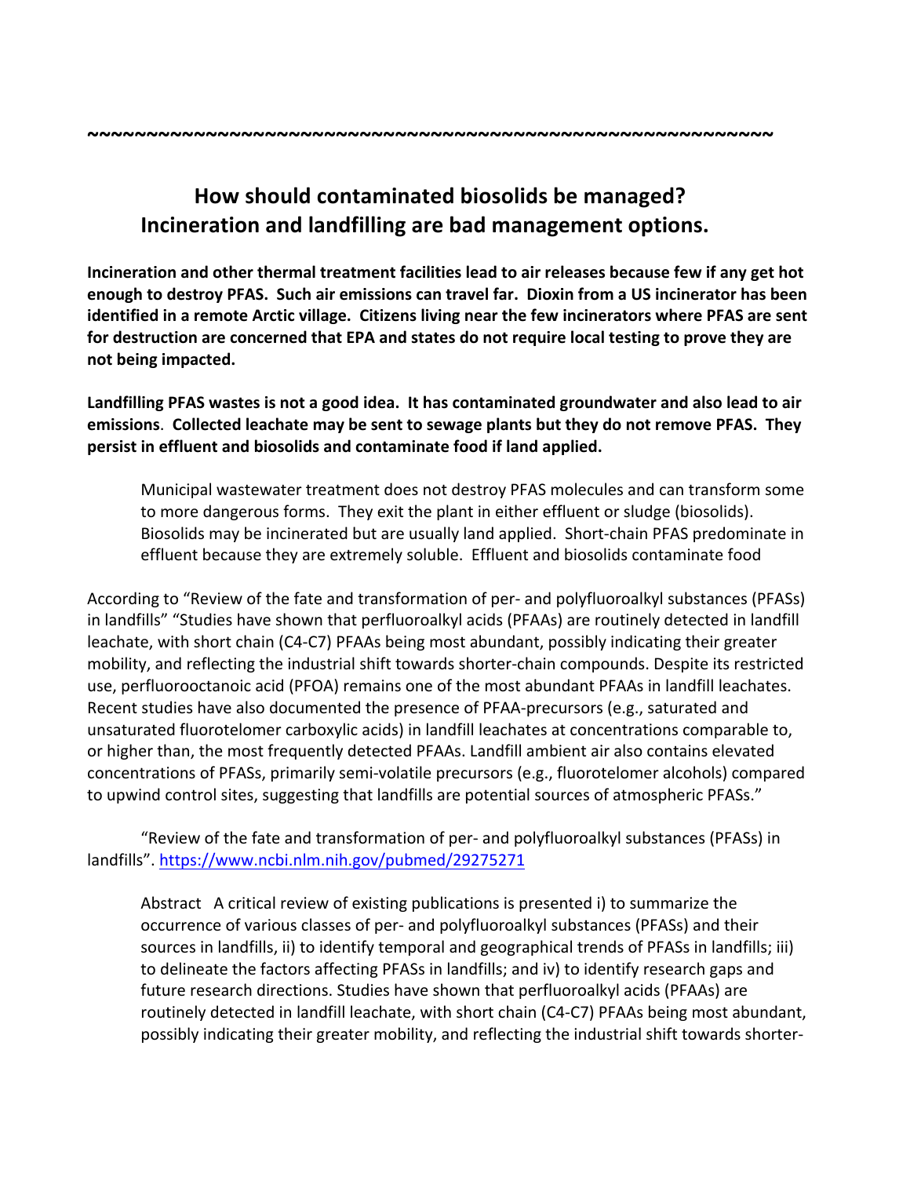~~~~~~~~~~~~~~~~~~~~~~~~~~~~~~~~~~~~~~~~~~~~~~~~~~~~~~~~~~~

## How should contaminated biosolids be managed? Incineration and landfilling are bad management options.

**Incineration and other thermal treatment facilities lead to air releases because few if any get hot enough to destroy PFAS. Such air emissions can travel far. Dioxin from a US incinerator has been identified in a remote Arctic village. Citizens living near the few incinerators where PFAS are sent for destruction are concerned that EPA and states do not require local testing to prove they are not being impacted.**

**Landfilling PFAS wastes is not a good idea. It has contaminated groundwater and also lead to air emissions. Collected leachate may be sent to sewage plants but they do not remove PFAS. They persist in effluent and biosolids and contaminate food if land applied.**

> Municipal wastewater treatment does not destroy PFAS molecules and can transform some to more dangerous forms. They exit the plant in either effluent or sludge (biosolids). Biosolids may be incinerated but are usually land applied. Short-chain PFAS predominate in effluent because they are extremely soluble. Effluent and biosolids contaminate food

According to "Review of the fate and transformation of per- and polyfluoroalkyl substances (PFASs) in landfills" "Studies have shown that perfluoroalkyl acids (PFAAs) are routinely detected in landfill leachate, with short chain (C4-C7) PFAAs being most abundant, possibly indicating their greater mobility, and reflecting the industrial shift towards shorter-chain compounds. Despite its restricted use, perfluorooctanoic acid (PFOA) remains one of the most abundant PFAAs in landfill leachates. Recent studies have also documented the presence of PFAA-precursors (e.g., saturated and unsaturated fluorotelomer carboxylic acids) in landfill leachates at concentrations comparable to, or higher than, the most frequently detected PFAAs. Landfill ambient air also contains elevated concentrations of PFASs, primarily semi-volatile precursors (e.g., fluorotelomer alcohols) compared to upwind control sites, suggesting that landfills are potential sources of atmospheric PFASs."

"Review of the fate and transformation of per- and polyfluoroalkyl substances (PFASs) in landfills". https://www.ncbi.nlm.nih.gov/pubmed/29275271

> Abstract A critical review of existing publications is presented i) to summarize the occurrence of various classes of per- and polyfluoroalkyl substances (PFASs) and their sources in landfills, ii) to identify temporal and geographical trends of PFASs in landfills; iii) to delineate the factors affecting PFASs in landfills; and iv) to identify research gaps and future research directions. Studies have shown that perfluoroalkyl acids (PFAAs) are routinely detected in landfill leachate, with short chain (C4-C7) PFAAs being most abundant, possibly indicating their greater mobility, and reflecting the industrial shift towards shorter-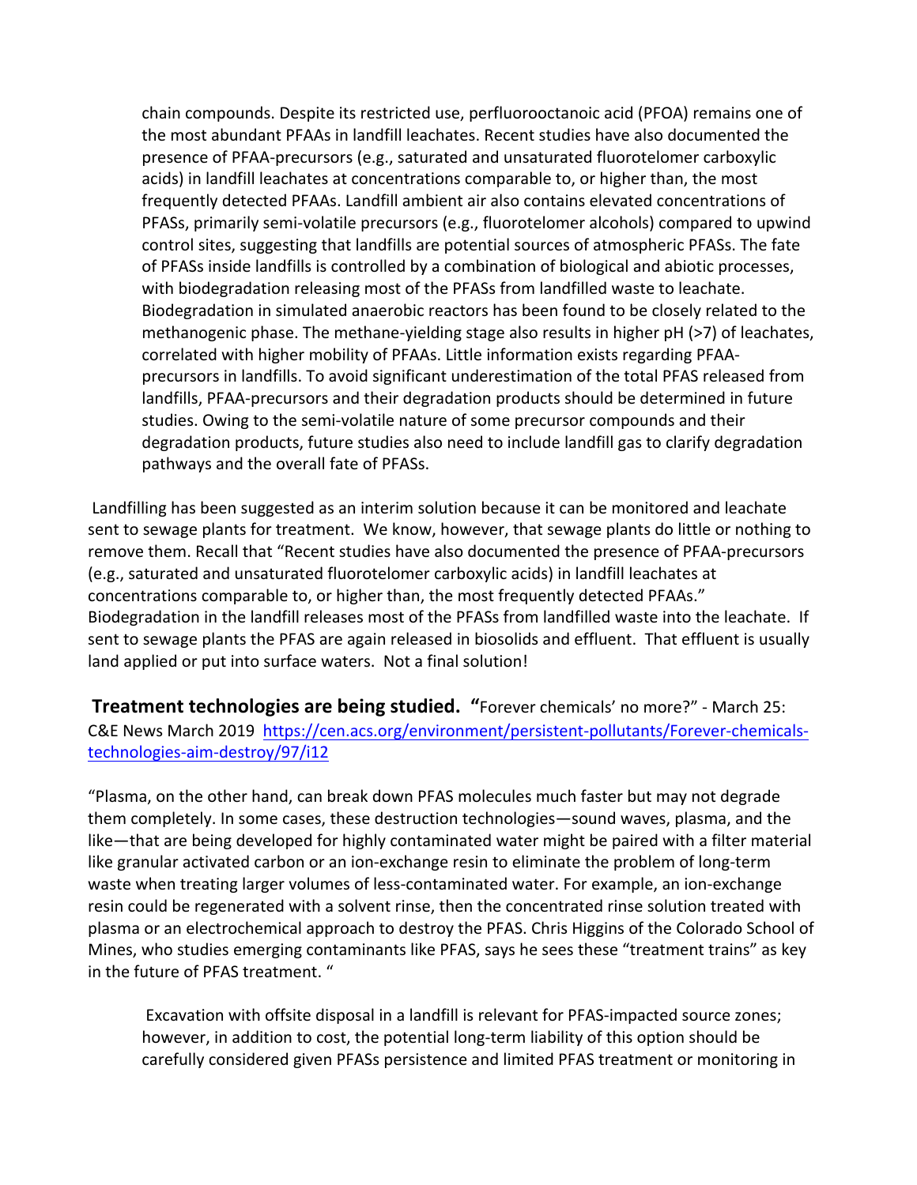> chain compounds. Despite its restricted use, perfluorooctanoic acid (PFOA) remains one of the most abundant PFAAs in landfill leachates. Recent studies have also documented the presence of PFAA-precursors (e.g., saturated and unsaturated fluorotelomer carboxylic acids) in landfill leachates at concentrations comparable to, or higher than, the most frequently detected PFAAs. Landfill ambient air also contains elevated concentrations of PFASs, primarily semi-volatile precursors (e.g., fluorotelomer alcohols) compared to upwind control sites, suggesting that landfills are potential sources of atmospheric PFASs. The fate of PFASs inside landfills is controlled by a combination of biological and abiotic processes, with biodegradation releasing most of the PFASs from landfilled waste to leachate. Biodegradation in simulated anaerobic reactors has been found to be closely related to the methanogenic phase. The methane-yielding stage also results in higher pH (>7) of leachates, correlated with higher mobility of PFAAs. Little information exists regarding PFAA-precursors in landfills. To avoid significant underestimation of the total PFAS released from landfills, PFAA-precursors and their degradation products should be determined in future studies. Owing to the semi-volatile nature of some precursor compounds and their degradation products, future studies also need to include landfill gas to clarify degradation pathways and the overall fate of PFASs.

Landfilling has been suggested as an interim solution because it can be monitored and leachate sent to sewage plants for treatment. We know, however, that sewage plants do little or nothing to remove them. Recall that "Recent studies have also documented the presence of PFAA-precursors (e.g., saturated and unsaturated fluorotelomer carboxylic acids) in landfill leachates at concentrations comparable to, or higher than, the most frequently detected PFAAs." Biodegradation in the landfill releases most of the PFASs from landfilled waste into the leachate. If sent to sewage plants the PFAS are again released in biosolids and effluent. That effluent is usually land applied or put into surface waters. Not a final solution!

**Treatment technologies are being studied. "**Forever chemicals' no more?" - March 25: C&E News March 2019 [https://cen.acs.org/environment/persistent-pollutants/Forever-chemicals-technologies-aim-destroy/97/i12](https://cen.acs.org/environment/persistent-pollutants/Forever-chemicals-technologies-aim-destroy/97/i12)

"Plasma, on the other hand, can break down PFAS molecules much faster but may not degrade them completely. In some cases, these destruction technologies—sound waves, plasma, and the like—that are being developed for highly contaminated water might be paired with a filter material like granular activated carbon or an ion-exchange resin to eliminate the problem of long-term waste when treating larger volumes of less-contaminated water. For example, an ion-exchange resin could be regenerated with a solvent rinse, then the concentrated rinse solution treated with plasma or an electrochemical approach to destroy the PFAS. Chris Higgins of the Colorado School of Mines, who studies emerging contaminants like PFAS, says he sees these "treatment trains" as key in the future of PFAS treatment. "

> Excavation with offsite disposal in a landfill is relevant for PFAS-impacted source zones; however, in addition to cost, the potential long-term liability of this option should be carefully considered given PFASs persistence and limited PFAS treatment or monitoring in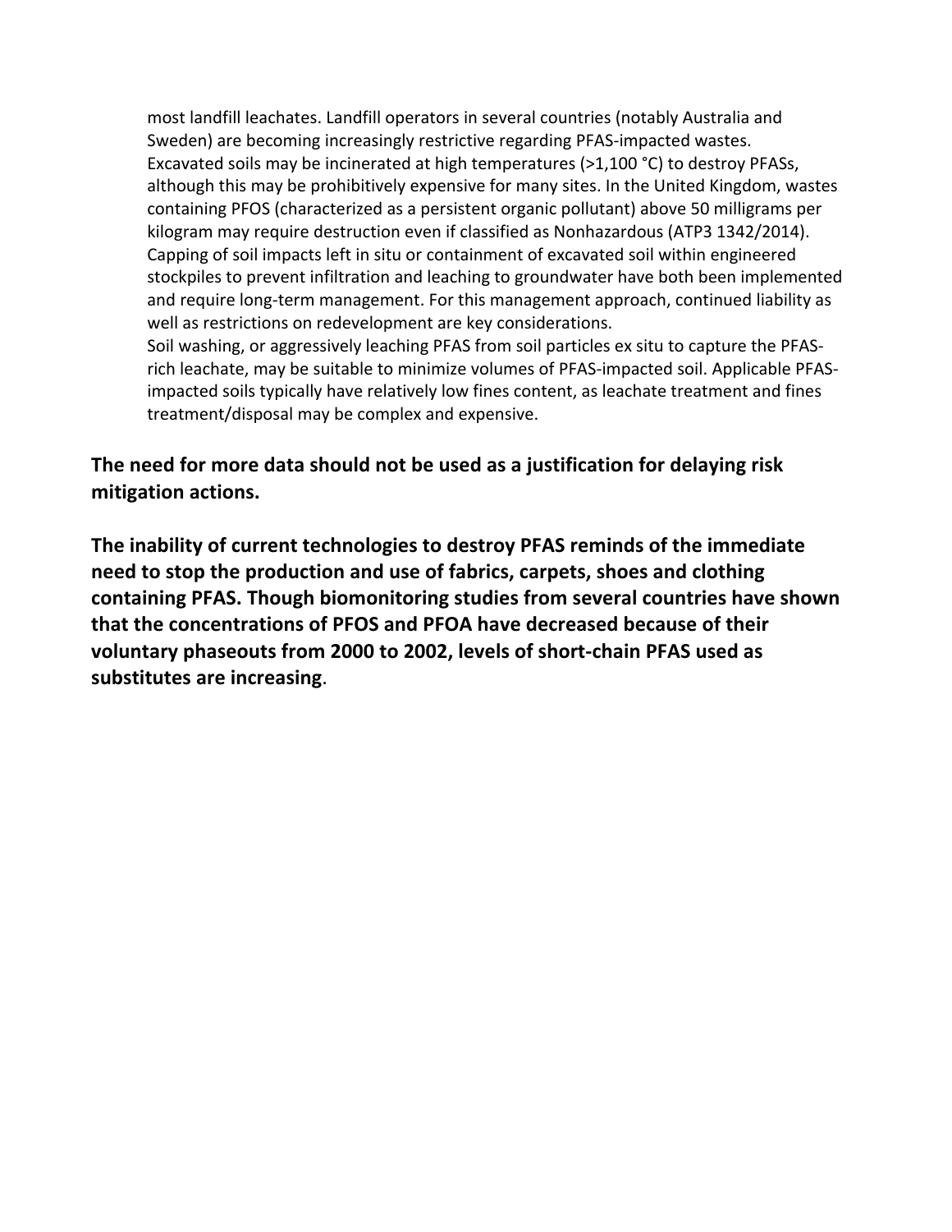most landfill leachates. Landfill operators in several countries (notably Australia and Sweden) are becoming increasingly restrictive regarding PFAS-impacted wastes.
Excavated soils may be incinerated at high temperatures (>1,100 °C) to destroy PFASs, although this may be prohibitively expensive for many sites. In the United Kingdom, wastes containing PFOS (characterized as a persistent organic pollutant) above 50 milligrams per kilogram may require destruction even if classified as Nonhazardous (ATP3 1342/2014).
Capping of soil impacts left in situ or containment of excavated soil within engineered stockpiles to prevent infiltration and leaching to groundwater have both been implemented and require long-term management. For this management approach, continued liability as well as restrictions on redevelopment are key considerations.
Soil washing, or aggressively leaching PFAS from soil particles ex situ to capture the PFAS-rich leachate, may be suitable to minimize volumes of PFAS-impacted soil. Applicable PFAS-impacted soils typically have relatively low fines content, as leachate treatment and fines treatment/disposal may be complex and expensive.

**The need for more data should not be used as a justification for delaying risk mitigation actions.**

**The inability of current technologies to destroy PFAS reminds of the immediate need to stop the production and use of fabrics, carpets, shoes and clothing containing PFAS. Though biomonitoring studies from several countries have shown that the concentrations of PFOS and PFOA have decreased because of their voluntary phaseouts from 2000 to 2002, levels of short-chain PFAS used as substitutes are increasing**.